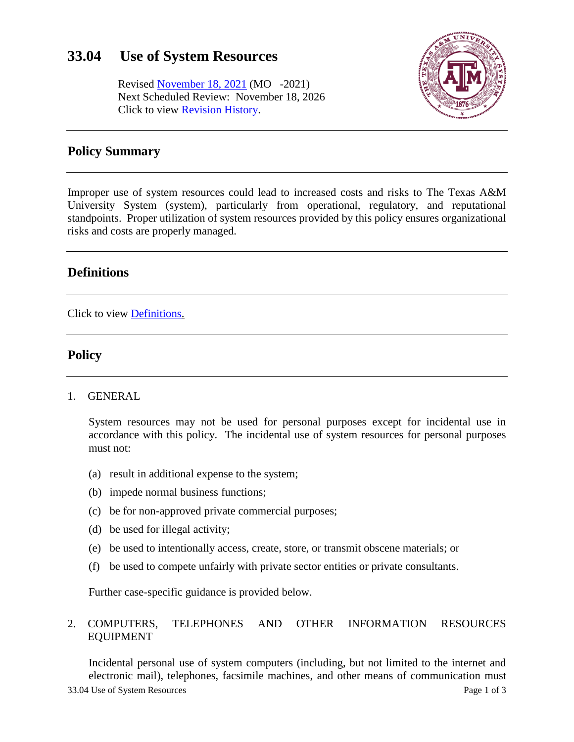# 33.04 Use of System Resources

Revised November 18, 2021 (MO -2021)
Next Scheduled Review: November 18, 2026
Click to view Revision History.

## Policy Summary

Improper use of system resources could lead to increased costs and risks to The Texas A&M University System (system), particularly from operational, regulatory, and reputational standpoints. Proper utilization of system resources provided by this policy ensures organizational risks and costs are properly managed.

## Definitions

Click to view Definitions.

## Policy

1. GENERAL

   System resources may not be used for personal purposes except for incidental use in accordance with this policy. The incidental use of system resources for personal purposes must not:

   (a) result in additional expense to the system;

   (b) impede normal business functions;

   (c) be for non-approved private commercial purposes;

   (d) be used for illegal activity;

   (e) be used to intentionally access, create, store, or transmit obscene materials; or

   (f) be used to compete unfairly with private sector entities or private consultants.

   Further case-specific guidance is provided below.

2. COMPUTERS, TELEPHONES AND OTHER INFORMATION RESOURCES EQUIPMENT

   Incidental personal use of system computers (including, but not limited to the internet and electronic mail), telephones, facsimile machines, and other means of communication must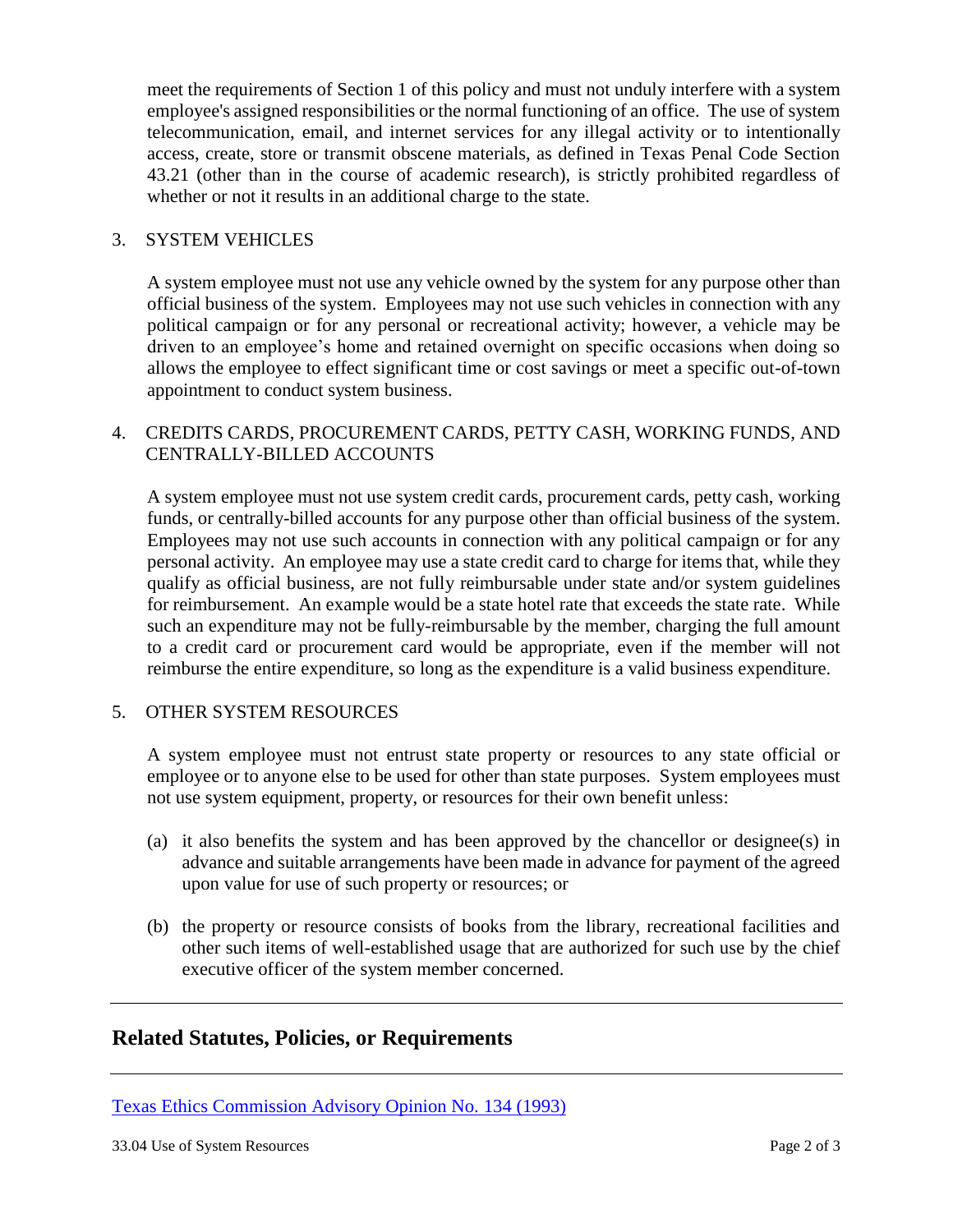meet the requirements of Section 1 of this policy and must not unduly interfere with a system employee's assigned responsibilities or the normal functioning of an office. The use of system telecommunication, email, and internet services for any illegal activity or to intentionally access, create, store or transmit obscene materials, as defined in Texas Penal Code Section 43.21 (other than in the course of academic research), is strictly prohibited regardless of whether or not it results in an additional charge to the state.

3. SYSTEM VEHICLES

   A system employee must not use any vehicle owned by the system for any purpose other than official business of the system. Employees may not use such vehicles in connection with any political campaign or for any personal or recreational activity; however, a vehicle may be driven to an employee's home and retained overnight on specific occasions when doing so allows the employee to effect significant time or cost savings or meet a specific out-of-town appointment to conduct system business.

4. CREDITS CARDS, PROCUREMENT CARDS, PETTY CASH, WORKING FUNDS, AND CENTRALLY-BILLED ACCOUNTS

   A system employee must not use system credit cards, procurement cards, petty cash, working funds, or centrally-billed accounts for any purpose other than official business of the system. Employees may not use such accounts in connection with any political campaign or for any personal activity. An employee may use a state credit card to charge for items that, while they qualify as official business, are not fully reimbursable under state and/or system guidelines for reimbursement. An example would be a state hotel rate that exceeds the state rate. While such an expenditure may not be fully-reimbursable by the member, charging the full amount to a credit card or procurement card would be appropriate, even if the member will not reimburse the entire expenditure, so long as the expenditure is a valid business expenditure.

5. OTHER SYSTEM RESOURCES

   A system employee must not entrust state property or resources to any state official or employee or to anyone else to be used for other than state purposes. System employees must not use system equipment, property, or resources for their own benefit unless:

   (a) it also benefits the system and has been approved by the chancellor or designee(s) in advance and suitable arrangements have been made in advance for payment of the agreed upon value for use of such property or resources; or

   (b) the property or resource consists of books from the library, recreational facilities and other such items of well-established usage that are authorized for such use by the chief executive officer of the system member concerned.

---

## Related Statutes, Policies, or Requirements

---

Texas Ethics Commission Advisory Opinion No. 134 (1993)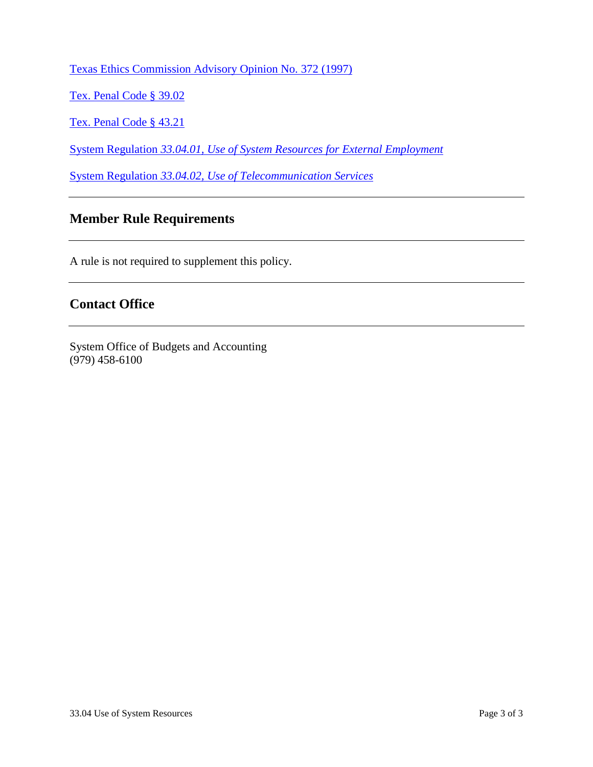Texas Ethics Commission Advisory Opinion No. 372 (1997)

Tex. Penal Code § 39.02

Tex. Penal Code § 43.21

System Regulation *33.04.01, Use of System Resources for External Employment*

System Regulation *33.04.02, Use of Telecommunication Services*

## Member Rule Requirements

A rule is not required to supplement this policy.

## Contact Office

System Office of Budgets and Accounting
(979) 458-6100